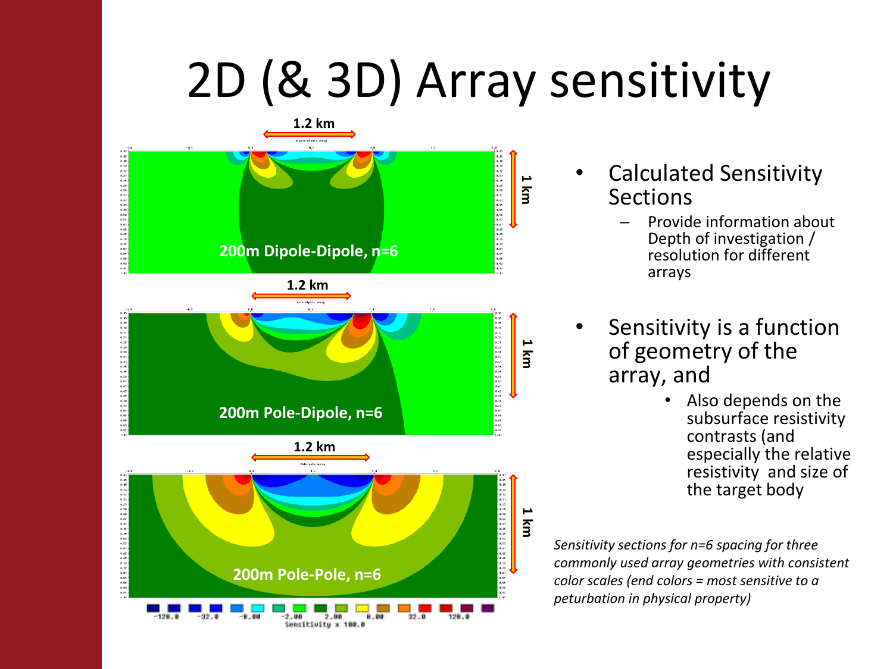# 2D (& 3D) Array sensitivity

- Calculated Sensitivity Sections
  - Provide information about Depth of investigation / resolution for different arrays
- Sensitivity is a function of geometry of the array, and
  - Also depends on the subsurface resistivity contrasts (and especially the relative resistivity and size of the target body

*Sensitivity sections for n=6 spacing for three commonly used array geometries with consistent color scales (end colors = most sensitive to a peturbation in physical property)*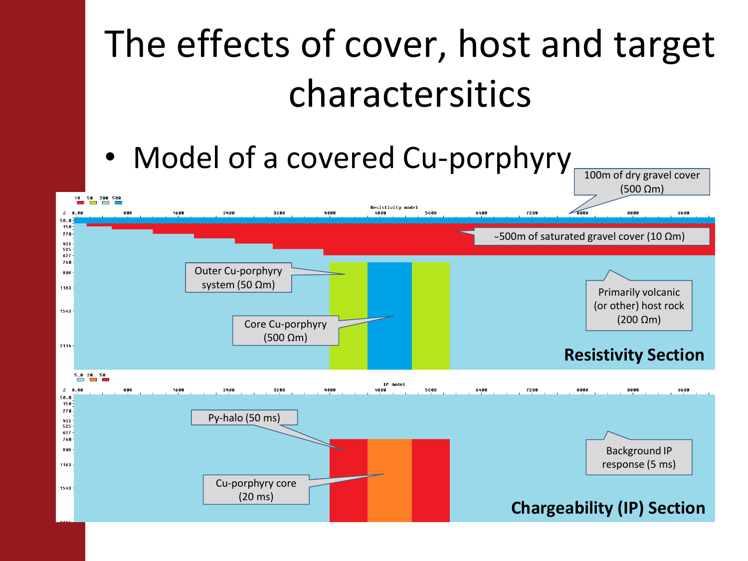# The effects of cover, host and target charactersitics

- Model of a covered Cu-porphyry

100m of dry gravel cover (500 Ωm)

~500m of saturated gravel cover (10 Ωm)

Outer Cu-porphyry system (50 Ωm)

Core Cu-porphyry (500 Ωm)

Primarily volcanic (or other) host rock (200 Ωm)

**Resistivity Section**

Py-halo (50 ms)

Cu-porphyry core (20 ms)

Background IP response (5 ms)

**Chargeability (IP) Section**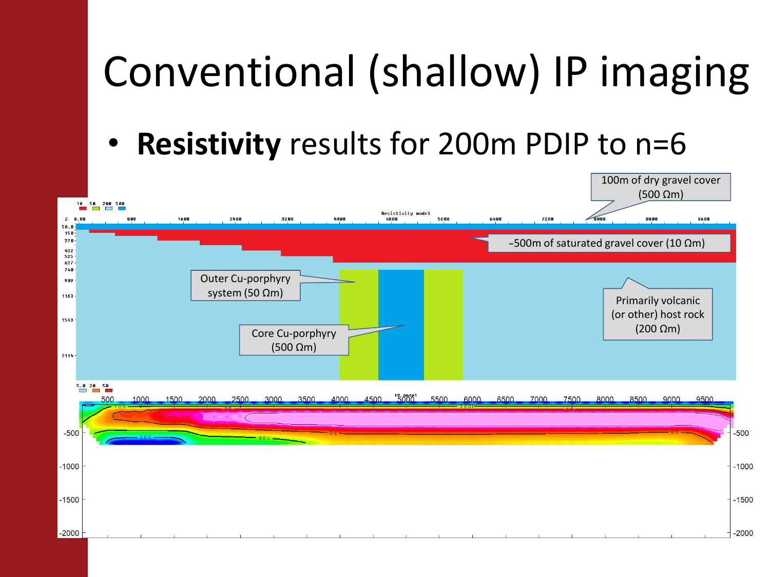# Conventional (shallow) IP imaging

- **Resistivity** results for 200m PDIP to n=6

100m of dry gravel cover (500 Ωm)

~500m of saturated gravel cover (10 Ωm)

Outer Cu-porphyry system (50 Ωm)

Core Cu-porphyry (500 Ωm)

Primarily volcanic (or other) host rock (200 Ωm)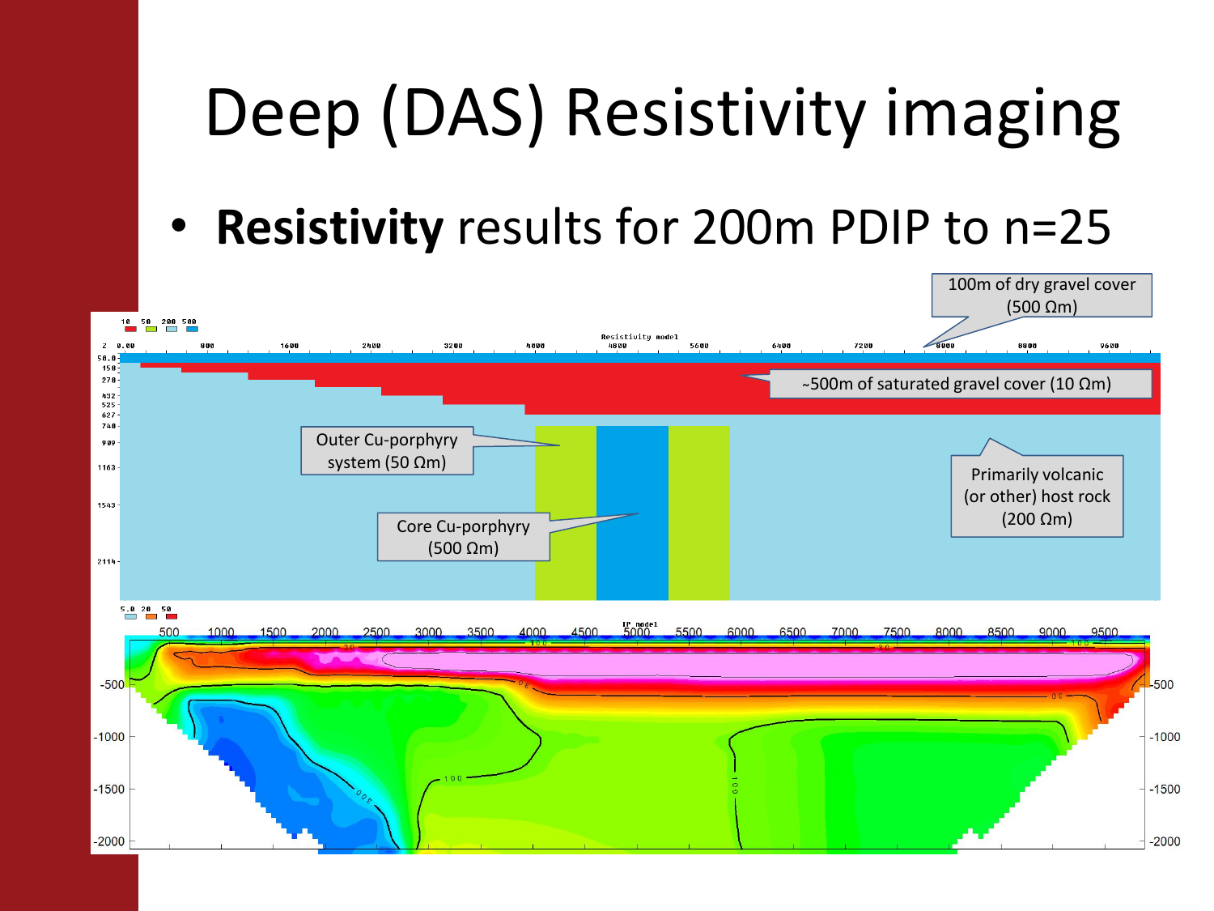# Deep (DAS) Resistivity imaging

- **Resistivity** results for 200m PDIP to n=25

100m of dry gravel cover (500 Ωm)

~500m of saturated gravel cover (10 Ωm)

Outer Cu-porphyry system (50 Ωm)

Core Cu-porphyry (500 Ωm)

Primarily volcanic (or other) host rock (200 Ωm)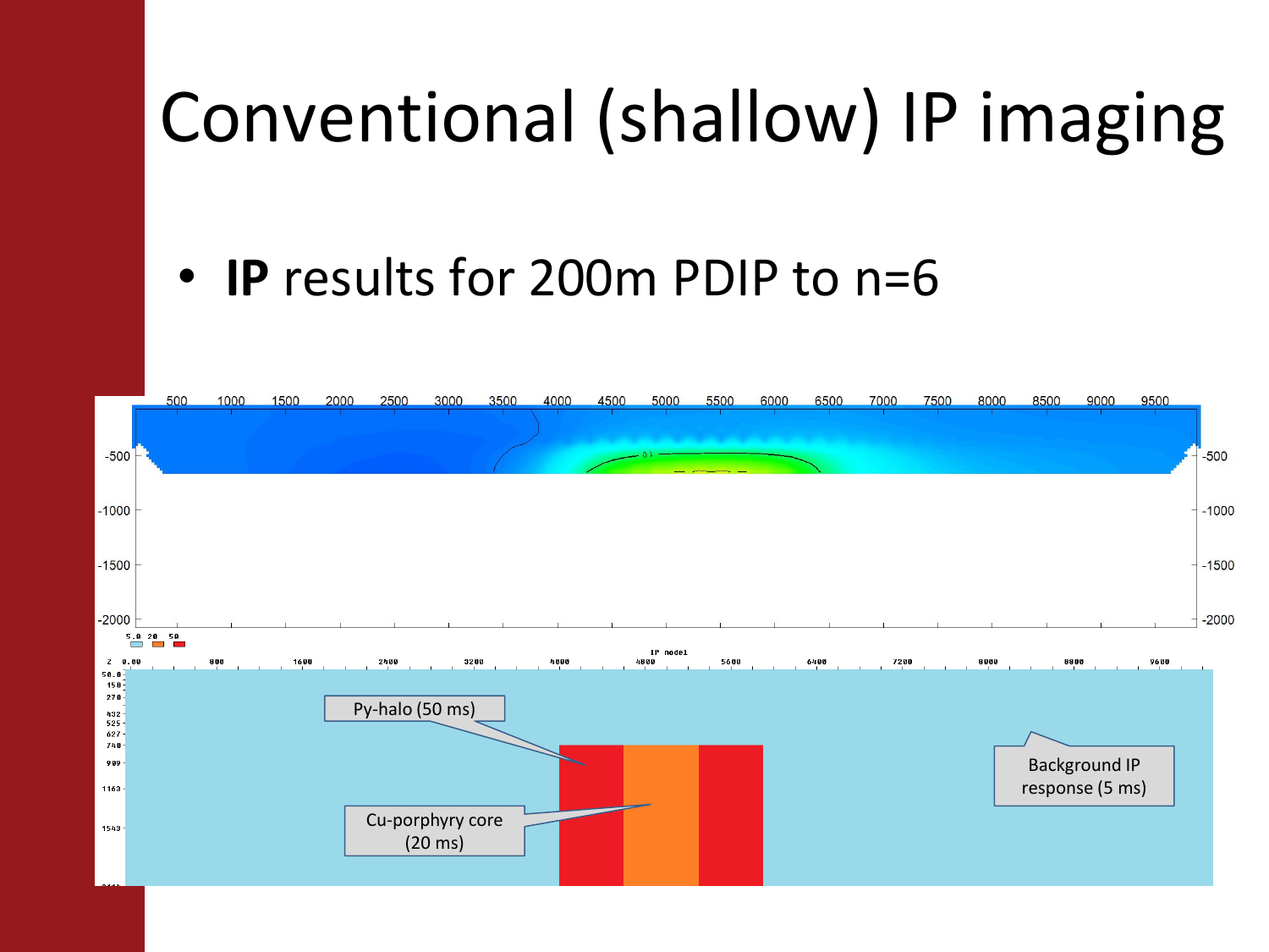# Conventional (shallow) IP imaging

- **IP** results for 200m PDIP to n=6

Py-halo (50 ms)

Cu-porphyry core (20 ms)

Background IP response (5 ms)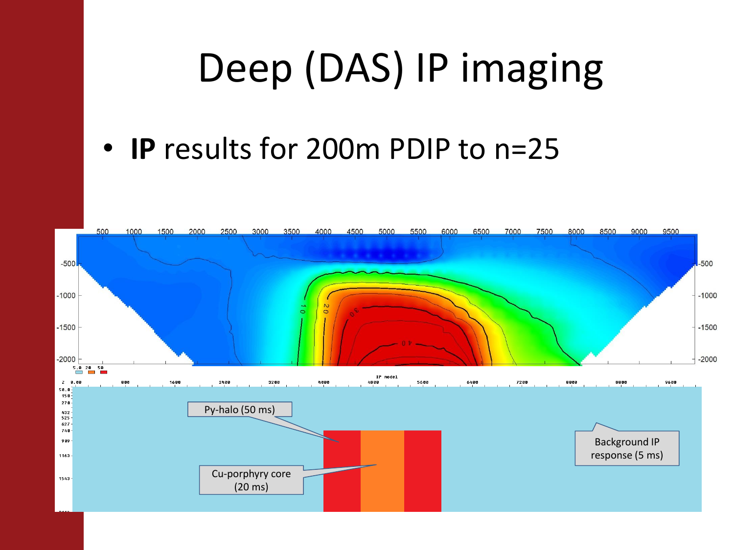# Deep (DAS) IP imaging

- **IP** results for 200m PDIP to n=25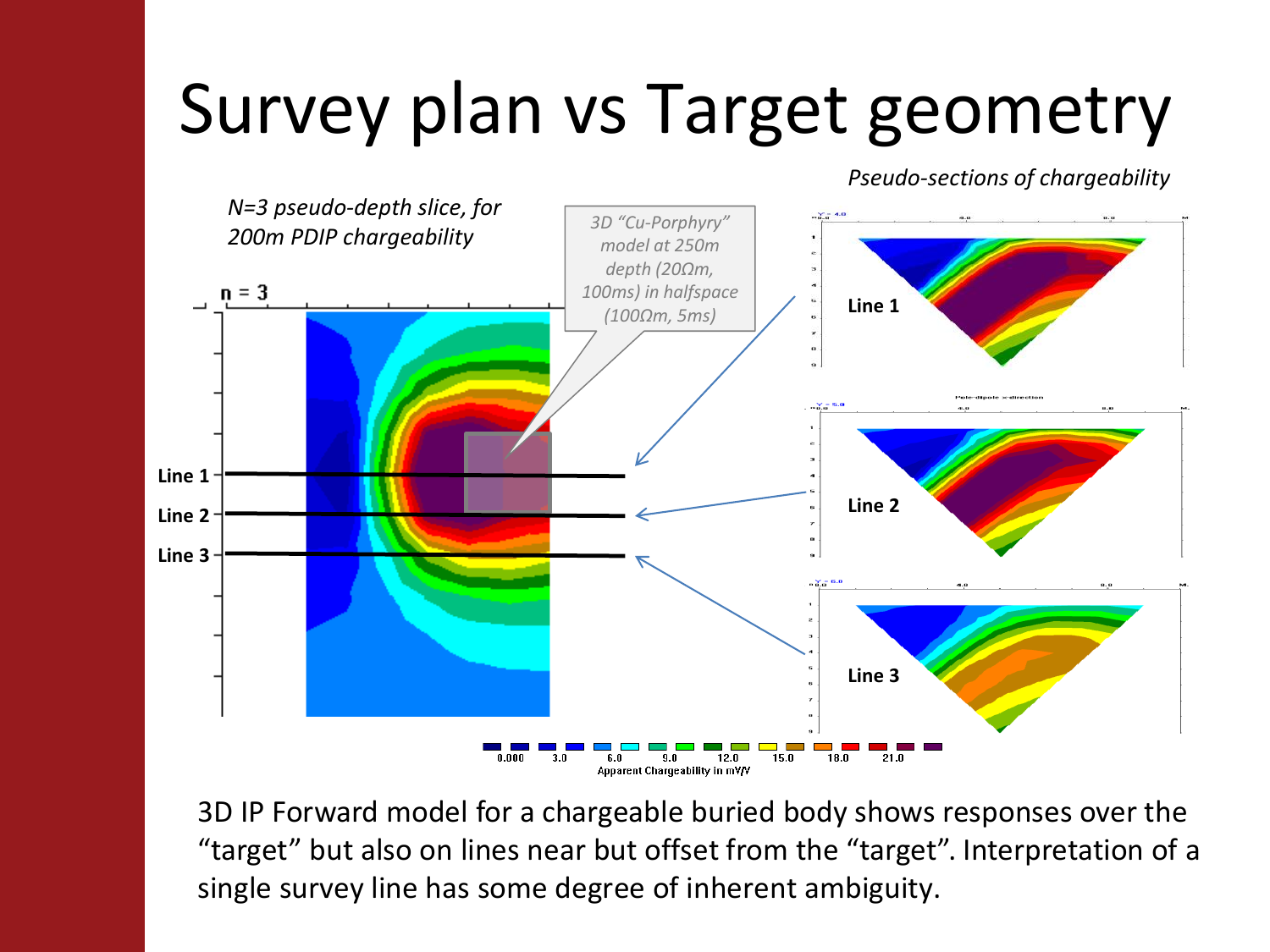# Survey plan vs Target geometry

*N=3 pseudo-depth slice, for 200m PDIP chargeability*

*3D "Cu-Porphyry" model at 250m depth (20Ωm, 100ms) in halfspace (100Ωm, 5ms)*

*Pseudo-sections of chargeability*

n = 3

Line 1

Line 2

Line 3

0.000 3.0 6.0 9.0 12.0 15.0 18.0 21.0

Apparent Chargeability in mV/V

3D IP Forward model for a chargeable buried body shows responses over the "target" but also on lines near but offset from the "target". Interpretation of a single survey line has some degree of inherent ambiguity.